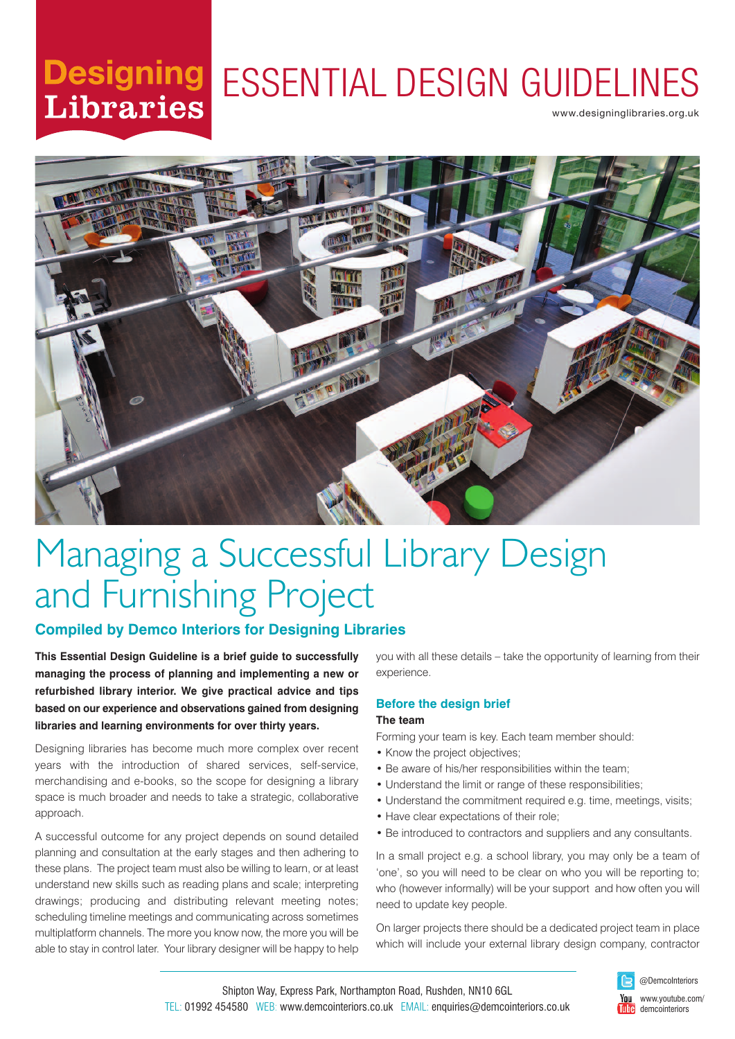# Designing Libraries — ESSENTIAL DESIGN GUIDELINES

www.designinglibraries.org.uk

# Managing a Successful Library Design and Furnishing Project

## Compiled by Demco Interiors for Designing Libraries

**This Essential Design Guideline is a brief guide to successfully managing the process of planning and implementing a new or refurbished library interior. We give practical advice and tips based on our experience and observations gained from designing libraries and learning environments for over thirty years.**

Designing libraries has become much more complex over recent years with the introduction of shared services, self-service, merchandising and e-books, so the scope for designing a library space is much broader and needs to take a strategic, collaborative approach.

A successful outcome for any project depends on sound detailed planning and consultation at the early stages and then adhering to these plans. The project team must also be willing to learn, or at least understand new skills such as reading plans and scale; interpreting drawings; producing and distributing relevant meeting notes; scheduling timeline meetings and communicating across sometimes multiplatform channels. The more you know now, the more you will be able to stay in control later. Your library designer will be happy to help you with all these details – take the opportunity of learning from their experience.

## Before the design brief

### The team

Forming your team is key. Each team member should:

- Know the project objectives;
- Be aware of his/her responsibilities within the team;
- Understand the limit or range of these responsibilities;
- Understand the commitment required e.g. time, meetings, visits;
- Have clear expectations of their role;
- Be introduced to contractors and suppliers and any consultants.

In a small project e.g. a school library, you may only be a team of 'one', so you will need to be clear on who you will be reporting to; who (however informally) will be your support and how often you will need to update key people.

On larger projects there should be a dedicated project team in place which will include your external library design company, contractor

Shipton Way, Express Park, Northampton Road, Rushden, NN10 6GL
TEL: 01992 454580 WEB: www.demcointeriors.co.uk EMAIL: enquiries@demcointeriors.co.uk

@DemcoInteriors
www.youtube.com/demcointeriors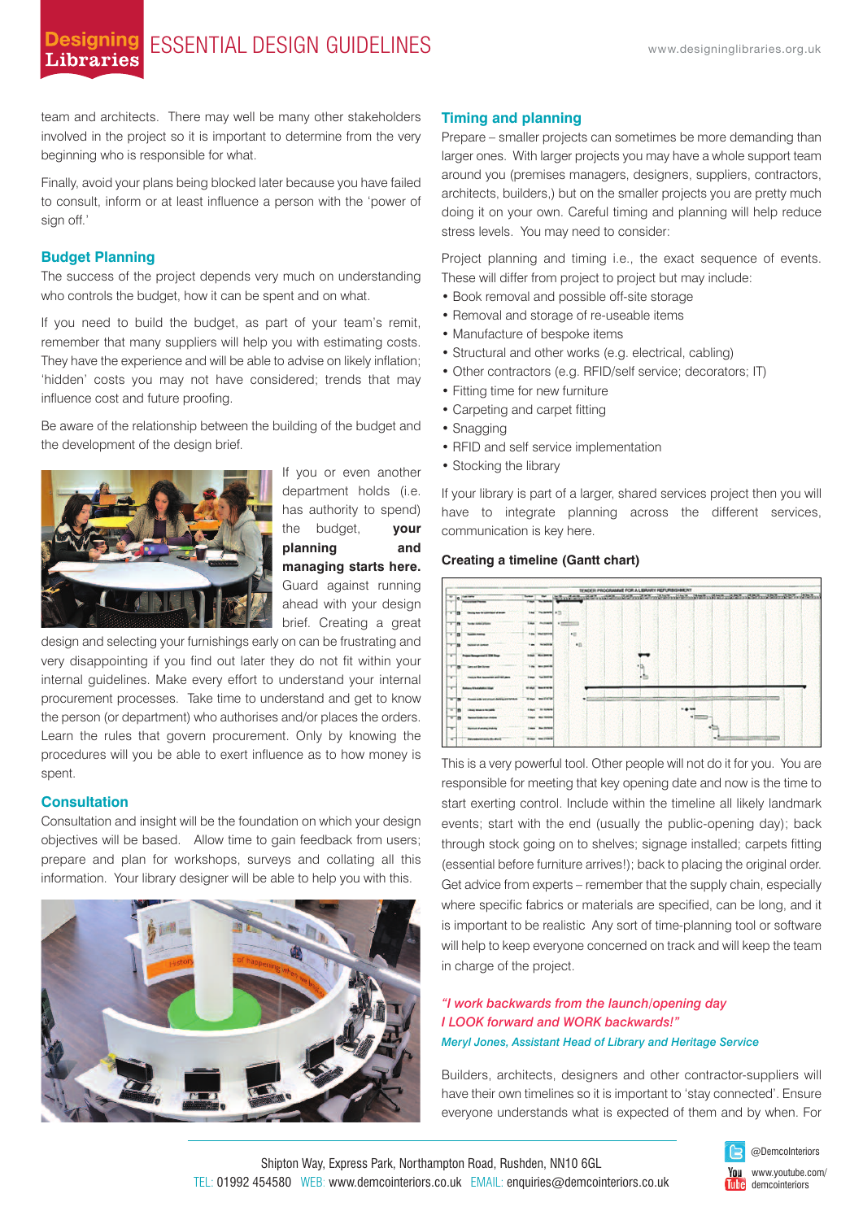team and architects. There may well be many other stakeholders involved in the project so it is important to determine from the very beginning who is responsible for what.

Finally, avoid your plans being blocked later because you have failed to consult, inform or at least influence a person with the 'power of sign off.'

## Budget Planning

The success of the project depends very much on understanding who controls the budget, how it can be spent and on what.

If you need to build the budget, as part of your team's remit, remember that many suppliers will help you with estimating costs. They have the experience and will be able to advise on likely inflation; 'hidden' costs you may not have considered; trends that may influence cost and future proofing.

Be aware of the relationship between the building of the budget and the development of the design brief.

If you or even another department holds (i.e. has authority to spend) the budget, **your planning and managing starts here.** Guard against running ahead with your design brief. Creating a great design and selecting your furnishings early on can be frustrating and very disappointing if you find out later they do not fit within your internal guidelines. Make every effort to understand your internal procurement processes. Take time to understand and get to know the person (or department) who authorises and/or places the orders. Learn the rules that govern procurement. Only by knowing the procedures will you be able to exert influence as to how money is spent.

## Consultation

Consultation and insight will be the foundation on which your design objectives will be based. Allow time to gain feedback from users; prepare and plan for workshops, surveys and collating all this information. Your library designer will be able to help you with this.

## Timing and planning

Prepare – smaller projects can sometimes be more demanding than larger ones. With larger projects you may have a whole support team around you (premises managers, designers, suppliers, contractors, architects, builders,) but on the smaller projects you are pretty much doing it on your own. Careful timing and planning will help reduce stress levels. You may need to consider:

Project planning and timing i.e., the exact sequence of events. These will differ from project to project but may include:

- Book removal and possible off-site storage
- Removal and storage of re-useable items
- Manufacture of bespoke items
- Structural and other works (e.g. electrical, cabling)
- Other contractors (e.g. RFID/self service; decorators; IT)
- Fitting time for new furniture
- Carpeting and carpet fitting
- Snagging
- RFID and self service implementation
- Stocking the library

If your library is part of a larger, shared services project then you will have to integrate planning across the different services, communication is key here.

### Creating a timeline (Gantt chart)

This is a very powerful tool. Other people will not do it for you. You are responsible for meeting that key opening date and now is the time to start exerting control. Include within the timeline all likely landmark events; start with the end (usually the public-opening day); back through stock going on to shelves; signage installed; carpets fitting (essential before furniture arrives!); back to placing the original order. Get advice from experts – remember that the supply chain, especially where specific fabrics or materials are specified, can be long, and it is important to be realistic Any sort of time-planning tool or software will help to keep everyone concerned on track and will keep the team in charge of the project.

*"I work backwards from the launch/opening day*
*I LOOK forward and WORK backwards!"*
***Meryl Jones, Assistant Head of Library and Heritage Service***

Builders, architects, designers and other contractor-suppliers will have their own timelines so it is important to 'stay connected'. Ensure everyone understands what is expected of them and by when. For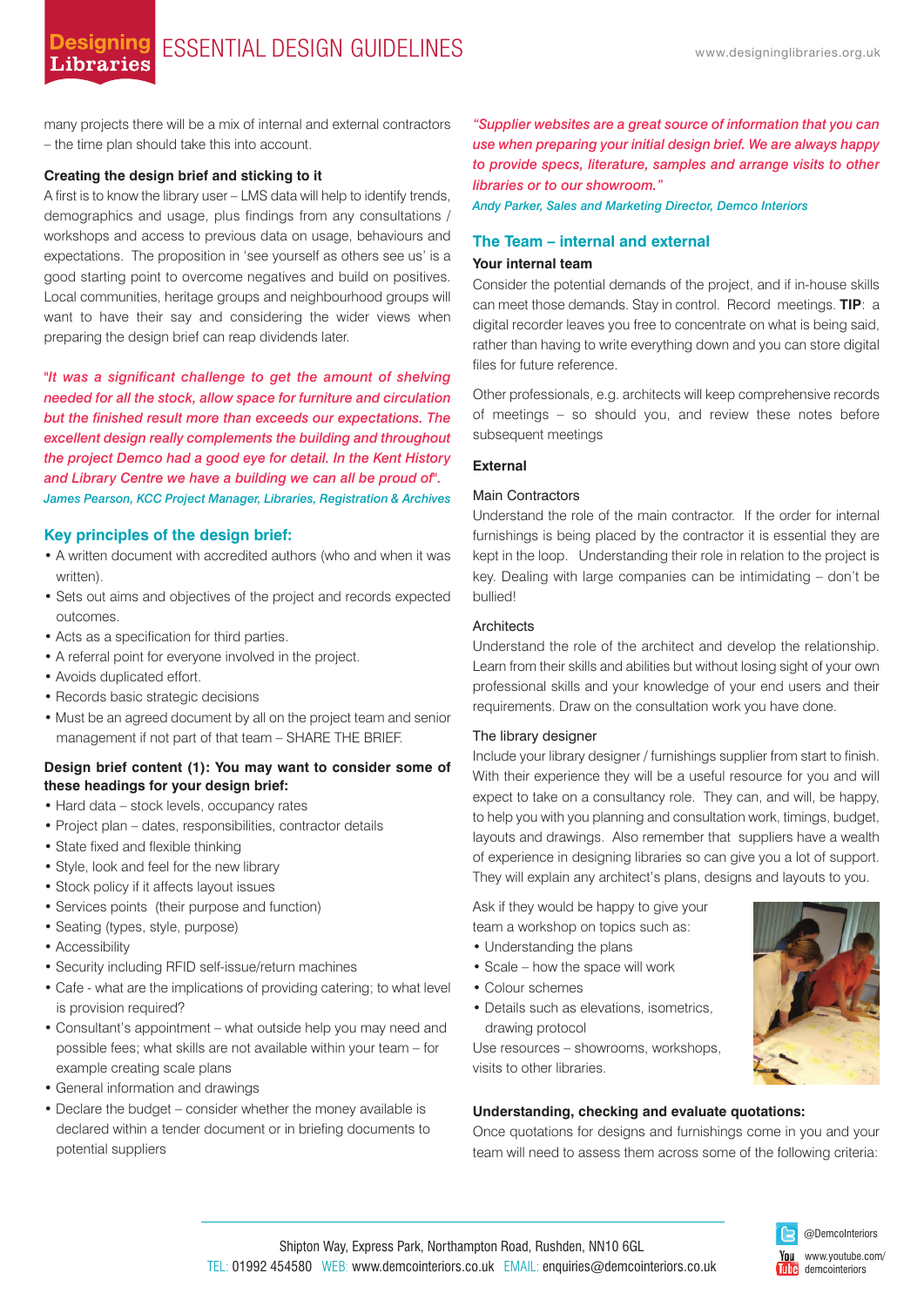many projects there will be a mix of internal and external contractors – the time plan should take this into account.

**Creating the design brief and sticking to it**

A first is to know the library user – LMS data will help to identify trends, demographics and usage, plus findings from any consultations / workshops and access to previous data on usage, behaviours and expectations. The proposition in 'see yourself as others see us' is a good starting point to overcome negatives and build on positives. Local communities, heritage groups and neighbourhood groups will want to have their say and considering the wider views when preparing the design brief can reap dividends later.

*"It was a significant challenge to get the amount of shelving needed for all the stock, allow space for furniture and circulation but the finished result more than exceeds our expectations. The excellent design really complements the building and throughout the project Demco had a good eye for detail. In the Kent History and Library Centre we have a building we can all be proud of".*

*James Pearson, KCC Project Manager, Libraries, Registration & Archives*

## Key principles of the design brief:

- A written document with accredited authors (who and when it was written).
- Sets out aims and objectives of the project and records expected outcomes.
- Acts as a specification for third parties.
- A referral point for everyone involved in the project.
- Avoids duplicated effort.
- Records basic strategic decisions
- Must be an agreed document by all on the project team and senior management if not part of that team – SHARE THE BRIEF.

**Design brief content (1): You may want to consider some of these headings for your design brief:**

- Hard data – stock levels, occupancy rates
- Project plan – dates, responsibilities, contractor details
- State fixed and flexible thinking
- Style, look and feel for the new library
- Stock policy if it affects layout issues
- Services points (their purpose and function)
- Seating (types, style, purpose)
- Accessibility
- Security including RFID self-issue/return machines
- Cafe - what are the implications of providing catering; to what level is provision required?
- Consultant's appointment – what outside help you may need and possible fees; what skills are not available within your team – for example creating scale plans
- General information and drawings
- Declare the budget – consider whether the money available is declared within a tender document or in briefing documents to potential suppliers

*"Supplier websites are a great source of information that you can use when preparing your initial design brief. We are always happy to provide specs, literature, samples and arrange visits to other libraries or to our showroom."*

*Andy Parker, Sales and Marketing Director, Demco Interiors*

## The Team – internal and external

### Your internal team

Consider the potential demands of the project, and if in-house skills can meet those demands. Stay in control. Record meetings. **TIP**: a digital recorder leaves you free to concentrate on what is being said, rather than having to write everything down and you can store digital files for future reference.

Other professionals, e.g. architects will keep comprehensive records of meetings – so should you, and review these notes before subsequent meetings

### External

Main Contractors

Understand the role of the main contractor. If the order for internal furnishings is being placed by the contractor it is essential they are kept in the loop. Understanding their role in relation to the project is key. Dealing with large companies can be intimidating – don't be bullied!

Architects

Understand the role of the architect and develop the relationship. Learn from their skills and abilities but without losing sight of your own professional skills and your knowledge of your end users and their requirements. Draw on the consultation work you have done.

The library designer

Include your library designer / furnishings supplier from start to finish. With their experience they will be a useful resource for you and will expect to take on a consultancy role. They can, and will, be happy, to help you with you planning and consultation work, timings, budget, layouts and drawings. Also remember that suppliers have a wealth of experience in designing libraries so can give you a lot of support. They will explain any architect's plans, designs and layouts to you.

Ask if they would be happy to give your team a workshop on topics such as:

- Understanding the plans
- Scale – how the space will work
- Colour schemes
- Details such as elevations, isometrics, drawing protocol

Use resources – showrooms, workshops, visits to other libraries.

**Understanding, checking and evaluate quotations:**

Once quotations for designs and furnishings come in you and your team will need to assess them across some of the following criteria: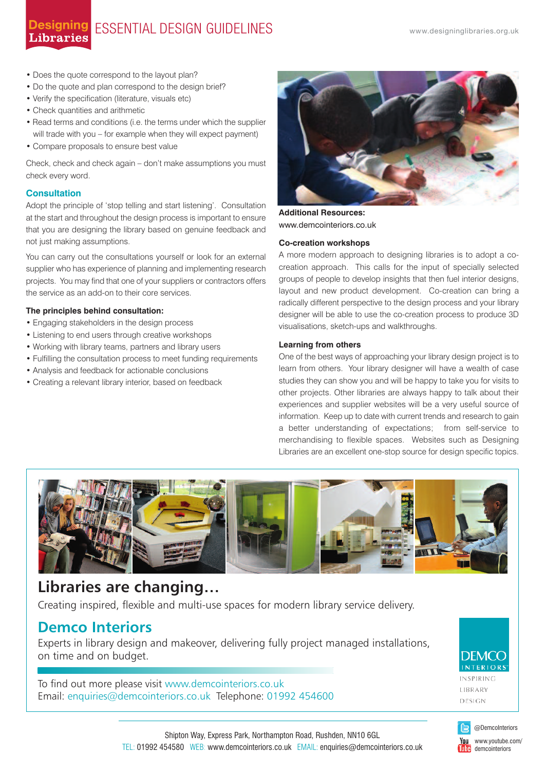- Does the quote correspond to the layout plan?
- Do the quote and plan correspond to the design brief?
- Verify the specification (literature, visuals etc)
- Check quantities and arithmetic
- Read terms and conditions (i.e. the terms under which the supplier will trade with you – for example when they will expect payment)
- Compare proposals to ensure best value

Check, check and check again – don't make assumptions you must check every word.

## Consultation

Adopt the principle of 'stop telling and start listening'. Consultation at the start and throughout the design process is important to ensure that you are designing the library based on genuine feedback and not just making assumptions.

You can carry out the consultations yourself or look for an external supplier who has experience of planning and implementing research projects. You may find that one of your suppliers or contractors offers the service as an add-on to their core services.

**The principles behind consultation:**

- Engaging stakeholders in the design process
- Listening to end users through creative workshops
- Working with library teams, partners and library users
- Fulfilling the consultation process to meet funding requirements
- Analysis and feedback for actionable conclusions
- Creating a relevant library interior, based on feedback

**Additional Resources:**
www.demcointeriors.co.uk

### Co-creation workshops

A more modern approach to designing libraries is to adopt a co-creation approach. This calls for the input of specially selected groups of people to develop insights that then fuel interior designs, layout and new product development. Co-creation can bring a radically different perspective to the design process and your library designer will be able to use the co-creation process to produce 3D visualisations, sketch-ups and walkthroughs.

### Learning from others

One of the best ways of approaching your library design project is to learn from others. Your library designer will have a wealth of case studies they can show you and will be happy to take you for visits to other projects. Other libraries are always happy to talk about their experiences and supplier websites will be a very useful source of information. Keep up to date with current trends and research to gain a better understanding of expectations; from self-service to merchandising to flexible spaces. Websites such as Designing Libraries are an excellent one-stop source for design specific topics.

## Libraries are changing…

Creating inspired, flexible and multi-use spaces for modern library service delivery.

## Demco Interiors

Experts in library design and makeover, delivering fully project managed installations, on time and on budget.

To find out more please visit www.demcointeriors.co.uk
Email: enquiries@demcointeriors.co.uk Telephone: 01992 454600

DEMCO INTERIORS
INSPIRING LIBRARY DESIGN

Shipton Way, Express Park, Northampton Road, Rushden, NN10 6GL
TEL: 01992 454580 WEB: www.demcointeriors.co.uk EMAIL: enquiries@demcointeriors.co.uk

@DemcoInteriors
www.youtube.com/demcointeriors